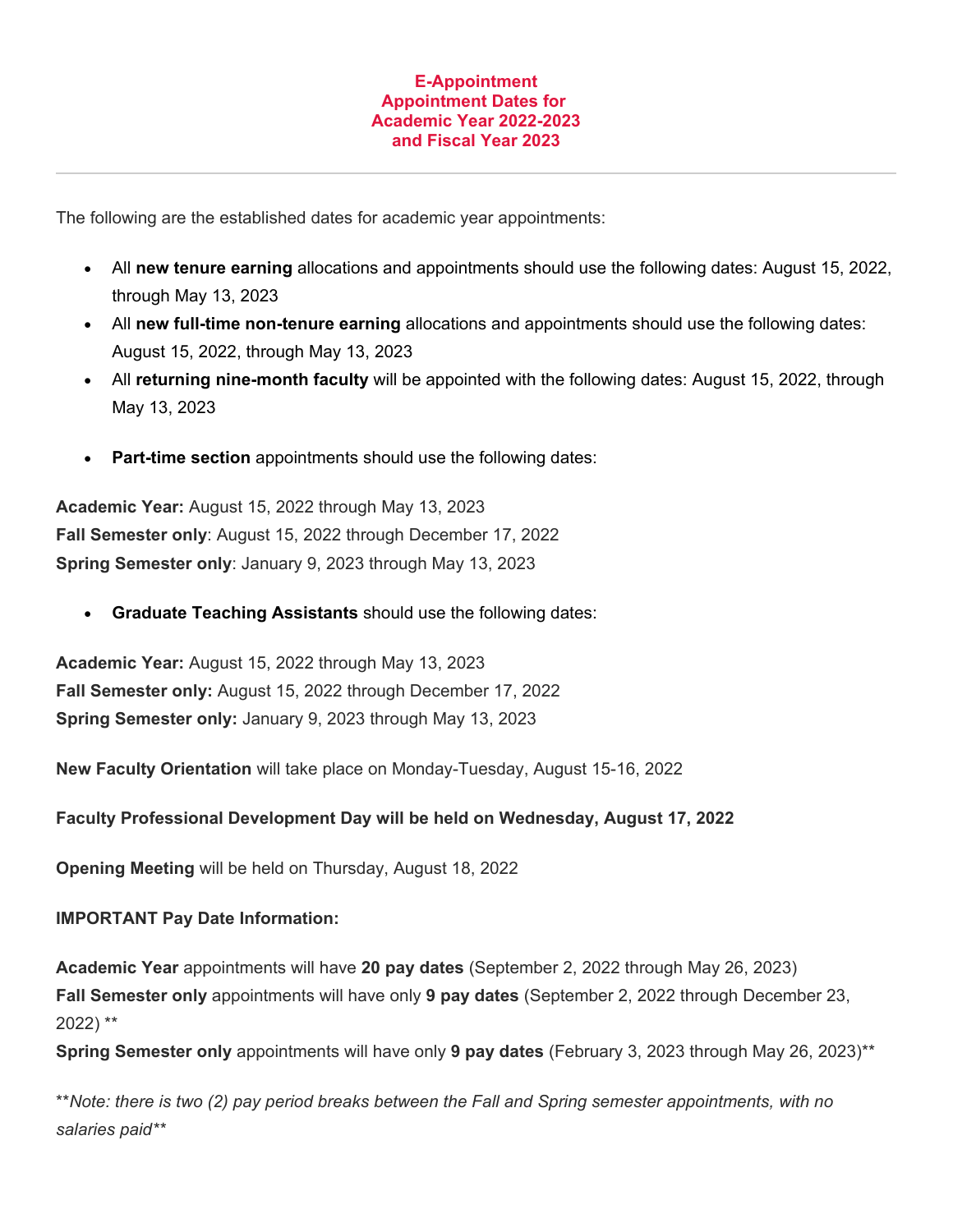# E-Appointment
# Appointment Dates for Academic Year 2022-2023 and Fiscal Year 2023

---

The following are the established dates for academic year appointments:

- All **new tenure earning** allocations and appointments should use the following dates: August 15, 2022, through May 13, 2023
- All **new full-time non-tenure earning** allocations and appointments should use the following dates: August 15, 2022, through May 13, 2023
- All **returning nine-month faculty** will be appointed with the following dates: August 15, 2022, through May 13, 2023

- **Part-time section** appointments should use the following dates:

**Academic Year:** August 15, 2022 through May 13, 2023
**Fall Semester only**: August 15, 2022 through December 17, 2022
**Spring Semester only**: January 9, 2023 through May 13, 2023

- **Graduate Teaching Assistants** should use the following dates:

**Academic Year:** August 15, 2022 through May 13, 2023
**Fall Semester only:** August 15, 2022 through December 17, 2022
**Spring Semester only:** January 9, 2023 through May 13, 2023

**New Faculty Orientation** will take place on Monday-Tuesday, August 15-16, 2022

**Faculty Professional Development Day will be held on Wednesday, August 17, 2022**

**Opening Meeting** will be held on Thursday, August 18, 2022

**IMPORTANT Pay Date Information:**

**Academic Year** appointments will have **20 pay dates** (September 2, 2022 through May 26, 2023)
**Fall Semester only** appointments will have only **9 pay dates** (September 2, 2022 through December 23, 2022) **
**Spring Semester only** appointments will have only **9 pay dates** (February 3, 2023 through May 26, 2023)**

***Note: there is two (2) pay period breaks between the Fall and Spring semester appointments, with no salaries paid***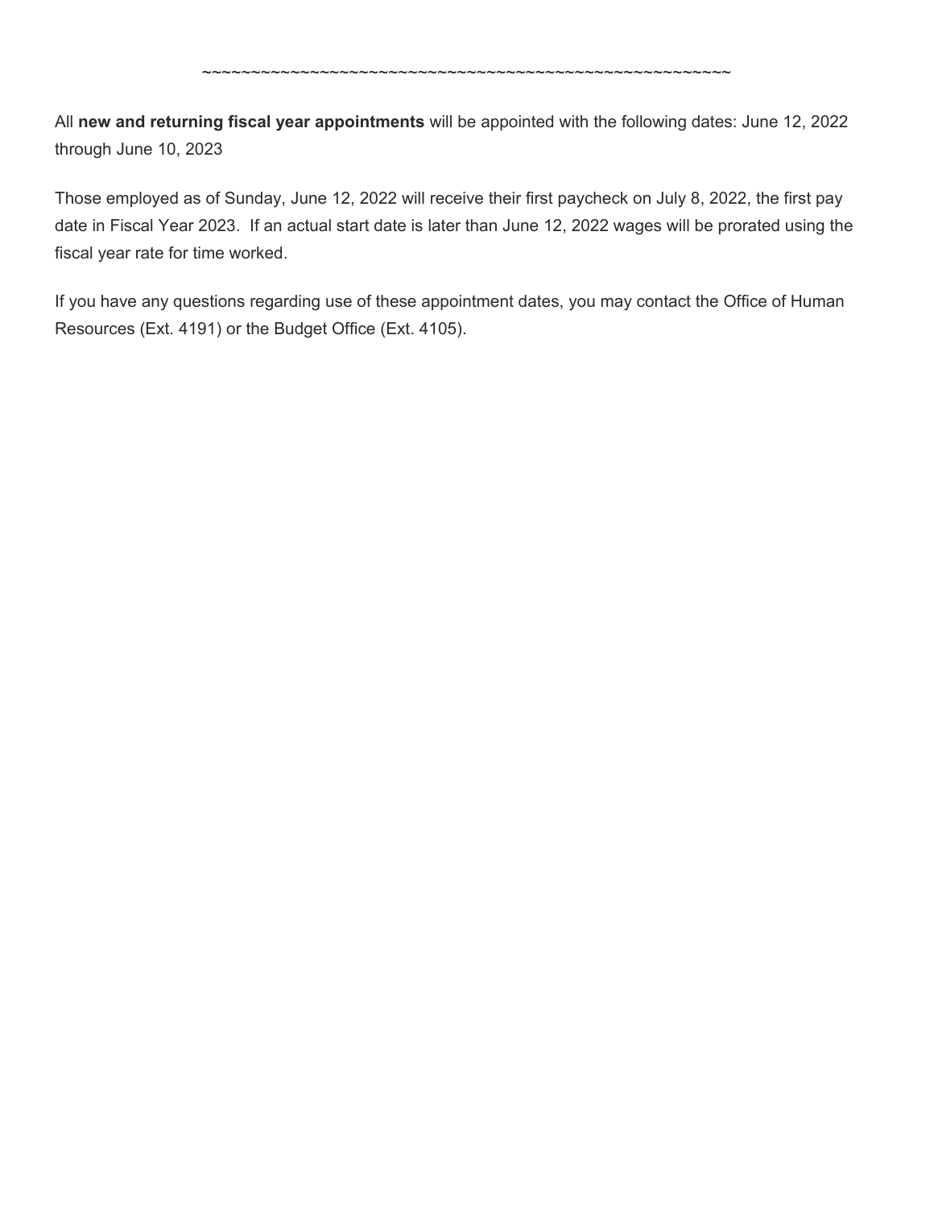~~~~~~~~~~~~~~~~~~~~~~~~~~~~~~~~~~~~~~~~~~~~~~~~~~~~~~~~~

All **new and returning fiscal year appointments** will be appointed with the following dates: June 12, 2022 through June 10, 2023

Those employed as of Sunday, June 12, 2022 will receive their first paycheck on July 8, 2022, the first pay date in Fiscal Year 2023. If an actual start date is later than June 12, 2022 wages will be prorated using the fiscal year rate for time worked.

If you have any questions regarding use of these appointment dates, you may contact the Office of Human Resources (Ext. 4191) or the Budget Office (Ext. 4105).